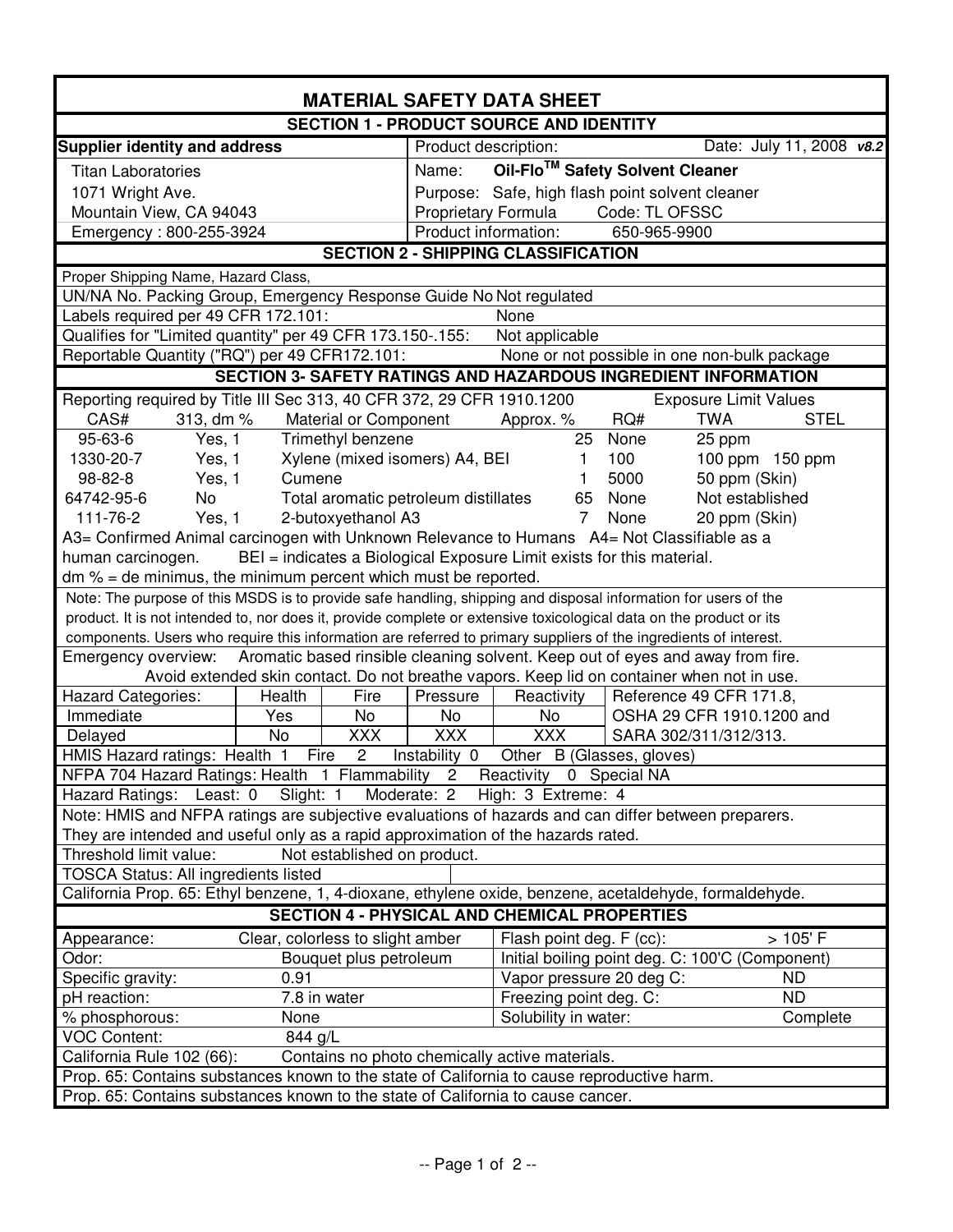# MATERIAL SAFETY DATA SHEET

## SECTION 1 - PRODUCT SOURCE AND IDENTITY

| Supplier identity and address | Product description: Date: July 11, 2008 *v8.2* |
|---|---|
| Titan Laboratories | Name: **Oil-Flo™ Safety Solvent Cleaner** |
| 1071 Wright Ave. | Purpose: Safe, high flash point solvent cleaner |
| Mountain View, CA 94043 | Proprietary Formula Code: TL OFSSC |
| Emergency : 800-255-3924 | Product information: 650-965-9900 |

## SECTION 2 - SHIPPING CLASSIFICATION

| | |
|---|---|
| Proper Shipping Name, Hazard Class, UN/NA No. Packing Group, Emergency Response Guide No | Not regulated |
| Labels required per 49 CFR 172.101: | None |
| Qualifies for "Limited quantity" per 49 CFR 173.150-.155: | Not applicable |
| Reportable Quantity ("RQ") per 49 CFR172.101: | None or not possible in one non-bulk package |

## SECTION 3- SAFETY RATINGS AND HAZARDOUS INGREDIENT INFORMATION

Reporting required by Title III Sec 313, 40 CFR 372, 29 CFR 1910.1200 — Exposure Limit Values

| CAS# | 313, dm % | Material or Component | Approx. % | RQ# | TWA | STEL |
|---|---|---|---|---|---|---|
| 95-63-6 | Yes, 1 | Trimethyl benzene | 25 | None | 25 ppm | |
| 1330-20-7 | Yes, 1 | Xylene (mixed isomers) A4, BEI | 1 | 100 | 100 ppm | 150 ppm |
| 98-82-8 | Yes, 1 | Cumene | 1 | 5000 | 50 ppm (Skin) | |
| 64742-95-6 | No | Total aromatic petroleum distillates | 65 | None | Not established | |
| 111-76-2 | Yes, 1 | 2-butoxyethanol A3 | 7 | None | 20 ppm (Skin) | |

A3= Confirmed Animal carcinogen with Unknown Relevance to Humans A4= Not Classifiable as a human carcinogen. BEI = indicates a Biological Exposure Limit exists for this material.
dm % = de minimus, the minimum percent which must be reported.

Note: The purpose of this MSDS is to provide safe handling, shipping and disposal information for users of the product. It is not intended to, nor does it, provide complete or extensive toxicological data on the product or its components. Users who require this information are referred to primary suppliers of the ingredients of interest.

Emergency overview: Aromatic based rinsible cleaning solvent. Keep out of eyes and away from fire. Avoid extended skin contact. Do not breathe vapors. Keep lid on container when not in use.

| Hazard Categories: | Health | Fire | Pressure | Reactivity | Reference 49 CFR 171.8, OSHA 29 CFR 1910.1200 and SARA 302/311/312/313. |
|---|---|---|---|---|---|
| Immediate | Yes | No | No | No | |
| Delayed | No | XXX | XXX | XXX | |

HMIS Hazard ratings: Health 1 Fire 2 Instability 0 Other B (Glasses, gloves)

NFPA 704 Hazard Ratings: Health 1 Flammability 2 Reactivity 0 Special NA

Hazard Ratings: Least: 0 Slight: 1 Moderate: 2 High: 3 Extreme: 4

Note: HMIS and NFPA ratings are subjective evaluations of hazards and can differ between preparers. They are intended and useful only as a rapid approximation of the hazards rated.

Threshold limit value: Not established on product.

TOSCA Status: All ingredients listed

California Prop. 65: Ethyl benzene, 1, 4-dioxane, ethylene oxide, benzene, acetaldehyde, formaldehyde.

## SECTION 4 - PHYSICAL AND CHEMICAL PROPERTIES

| | | | |
|---|---|---|---|
| Appearance: | Clear, colorless to slight amber | Flash point deg. F (cc): | > 105' F |
| Odor: | Bouquet plus petroleum | Initial boiling point deg. C: | 100'C (Component) |
| Specific gravity: | 0.91 | Vapor pressure 20 deg C: | ND |
| pH reaction: | 7.8 in water | Freezing point deg. C: | ND |
| % phosphorous: | None | Solubility in water: | Complete |
| VOC Content: | 844 g/L | | |

California Rule 102 (66): Contains no photo chemically active materials.

Prop. 65: Contains substances known to the state of California to cause reproductive harm.

Prop. 65: Contains substances known to the state of California to cause cancer.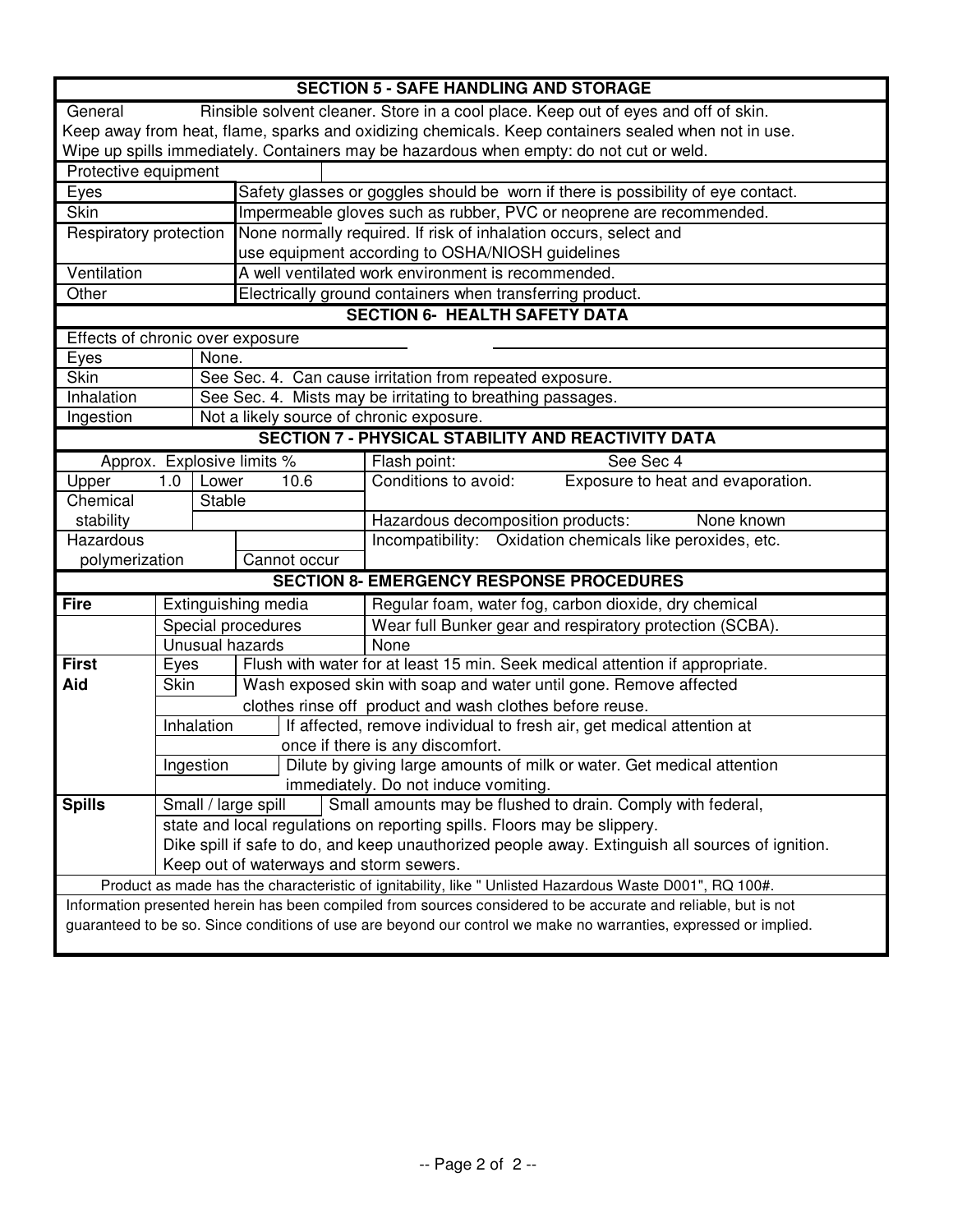## SECTION 5 - SAFE HANDLING AND STORAGE

General — Rinsible solvent cleaner. Store in a cool place. Keep out of eyes and off of skin. Keep away from heat, flame, sparks and oxidizing chemicals. Keep containers sealed when not in use. Wipe up spills immediately. Containers may be hazardous when empty: do not cut or weld.

| Protective equipment | |
|---|---|
| Eyes | Safety glasses or goggles should be worn if there is possibility of eye contact. |
| Skin | Impermeable gloves such as rubber, PVC or neoprene are recommended. |
| Respiratory protection | None normally required. If risk of inhalation occurs, select and use equipment according to OSHA/NIOSH guidelines |
| Ventilation | A well ventilated work environment is recommended. |
| Other | Electrically ground containers when transferring product. |

## SECTION 6- HEALTH SAFETY DATA

| Effects of chronic over exposure | |
|---|---|
| Eyes | None. |
| Skin | See Sec. 4. Can cause irritation from repeated exposure. |
| Inhalation | See Sec. 4. Mists may be irritating to breathing passages. |
| Ingestion | Not a likely source of chronic exposure. |

## SECTION 7 - PHYSICAL STABILITY AND REACTIVITY DATA

| Approx. Explosive limits % | | | | |
|---|---|---|---|---|
| Upper | 1.0 | Lower | 10.6 | Flash point: See Sec 4 |
| Chemical stability | Stable | | | Conditions to avoid: Exposure to heat and evaporation. |
| | | | | Hazardous decomposition products: None known |
| Hazardous polymerization | | Cannot occur | | Incompatibility: Oxidation chemicals like peroxides, etc. |

## SECTION 8- EMERGENCY RESPONSE PROCEDURES

| | | |
|---|---|---|
| **Fire** | Extinguishing media | Regular foam, water fog, carbon dioxide, dry chemical |
| | Special procedures | Wear full Bunker gear and respiratory protection (SCBA). |
| | Unusual hazards | None |
| **First Aid** | Eyes | Flush with water for at least 15 min. Seek medical attention if appropriate. |
| | Skin | Wash exposed skin with soap and water until gone. Remove affected clothes rinse off product and wash clothes before reuse. |
| | Inhalation | If affected, remove individual to fresh air, get medical attention at once if there is any discomfort. |
| | Ingestion | Dilute by giving large amounts of milk or water. Get medical attention immediately. Do not induce vomiting. |
| **Spills** | Small / large spill | Small amounts may be flushed to drain. Comply with federal, state and local regulations on reporting spills. Floors may be slippery. Dike spill if safe to do, and keep unauthorized people away. Extinguish all sources of ignition. Keep out of waterways and storm sewers. |

Product as made has the characteristic of ignitability, like " Unlisted Hazardous Waste D001", RQ 100#.

Information presented herein has been compiled from sources considered to be accurate and reliable, but is not guaranteed to be so. Since conditions of use are beyond our control we make no warranties, expressed or implied.